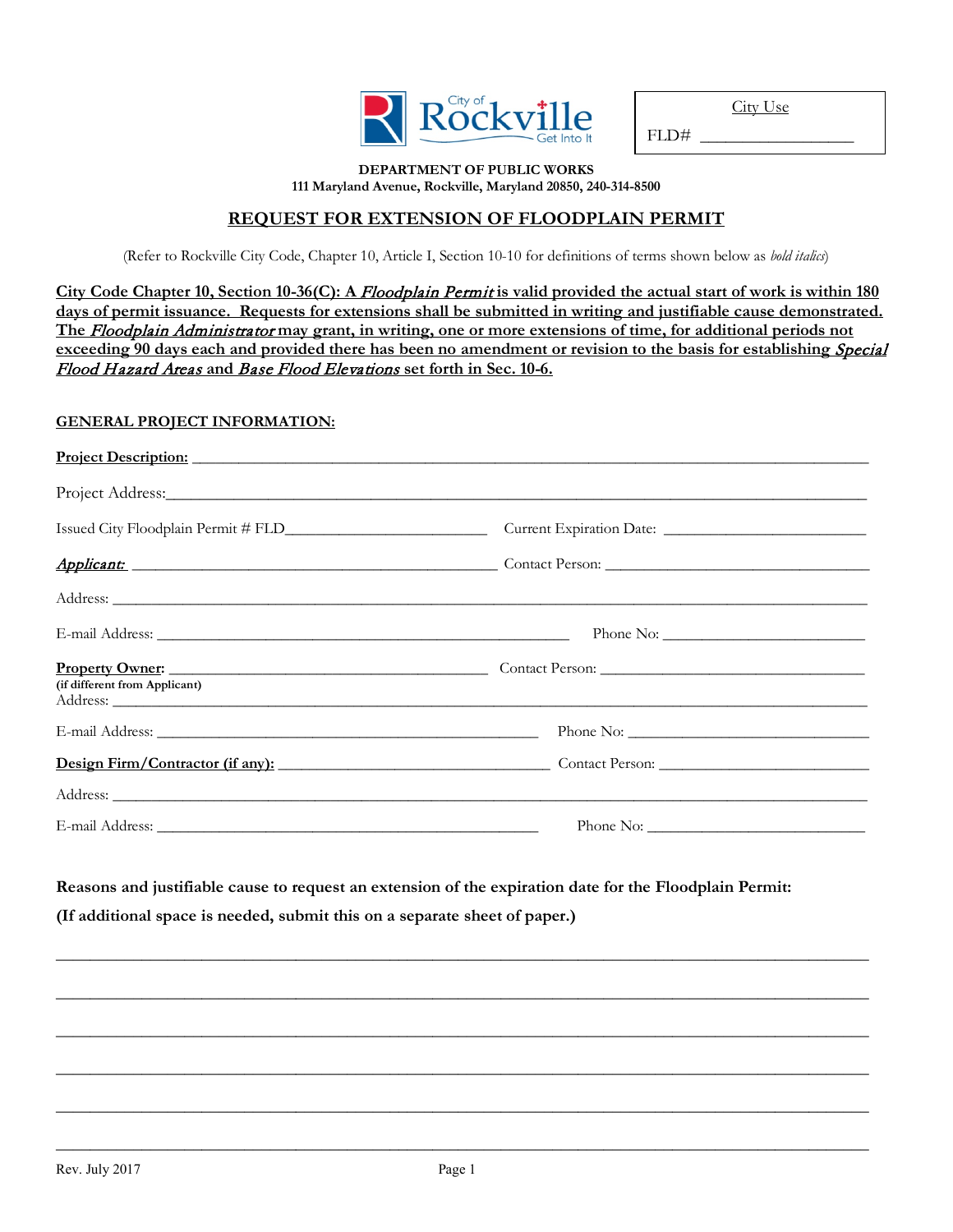City Use

FLD# __________________

**DEPARTMENT OF PUBLIC WORKS**
**111 Maryland Avenue, Rockville, Maryland 20850, 240-314-8500**

## REQUEST FOR EXTENSION OF FLOODPLAIN PERMIT

(Refer to Rockville City Code, Chapter 10, Article I, Section 10-10 for definitions of terms shown below as *bold italics*)

**City Code Chapter 10, Section 10-36(C): A *Floodplain Permit* is valid provided the actual start of work is within 180 days of permit issuance. Requests for extensions shall be submitted in writing and justifiable cause demonstrated. The *Floodplain Administrator* may grant, in writing, one or more extensions of time, for additional periods not exceeding 90 days each and provided there has been no amendment or revision to the basis for establishing *Special Flood Hazard Areas* and *Base Flood Elevations* set forth in Sec. 10-6.**

**GENERAL PROJECT INFORMATION:**

**Project Description:** ________________________________________________

Project Address: ________________________________________________

Issued City Floodplain Permit # FLD________________________ Current Expiration Date: ________________________

***Applicant:*** ________________________________________ Contact Person: ________________________________

Address: ________________________________________________

E-mail Address: ________________________________________ Phone No: ________________________

**Property Owner:** ________________________________________ Contact Person: ________________________________
**(if different from Applicant)**
Address: ________________________________________________

E-mail Address: ________________________________________ Phone No: ________________________

**Design Firm/Contractor (if any):** ________________________________ Contact Person: ________________________

Address: ________________________________________________

E-mail Address: ________________________________________ Phone No: ________________________

**Reasons and justifiable cause to request an extension of the expiration date for the Floodplain Permit:**

**(If additional space is needed, submit this on a separate sheet of paper.)**

________________________________________________________________________________

________________________________________________________________________________

________________________________________________________________________________

________________________________________________________________________________

________________________________________________________________________________

________________________________________________________________________________

Rev. July 2017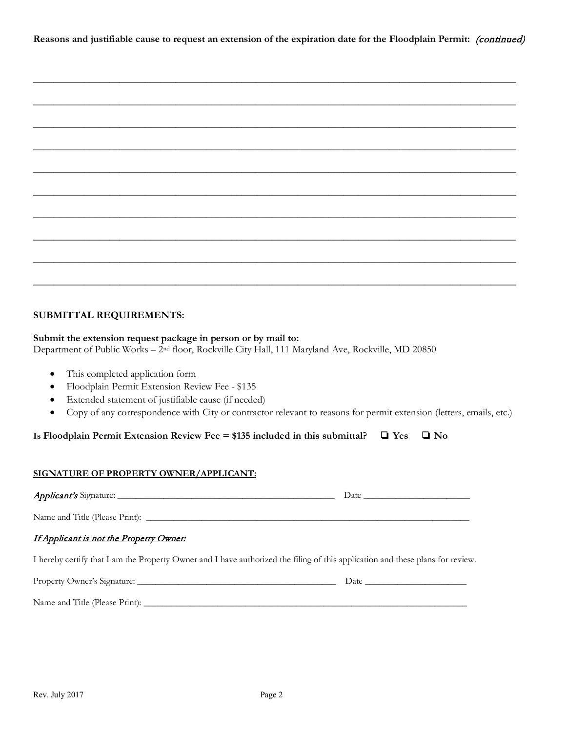**Reasons and justifiable cause to request an extension of the expiration date for the Floodplain Permit:** *(continued)*

\_\_\_\_\_\_\_\_\_\_\_\_\_\_\_\_\_\_\_\_\_\_\_\_\_\_\_\_\_\_\_\_\_\_\_\_\_\_\_\_\_\_\_\_\_\_\_\_\_\_\_\_\_\_\_\_\_\_\_\_\_\_\_\_\_\_\_\_\_\_\_\_\_\_\_\_\_\_

\_\_\_\_\_\_\_\_\_\_\_\_\_\_\_\_\_\_\_\_\_\_\_\_\_\_\_\_\_\_\_\_\_\_\_\_\_\_\_\_\_\_\_\_\_\_\_\_\_\_\_\_\_\_\_\_\_\_\_\_\_\_\_\_\_\_\_\_\_\_\_\_\_\_\_\_\_\_

\_\_\_\_\_\_\_\_\_\_\_\_\_\_\_\_\_\_\_\_\_\_\_\_\_\_\_\_\_\_\_\_\_\_\_\_\_\_\_\_\_\_\_\_\_\_\_\_\_\_\_\_\_\_\_\_\_\_\_\_\_\_\_\_\_\_\_\_\_\_\_\_\_\_\_\_\_\_

\_\_\_\_\_\_\_\_\_\_\_\_\_\_\_\_\_\_\_\_\_\_\_\_\_\_\_\_\_\_\_\_\_\_\_\_\_\_\_\_\_\_\_\_\_\_\_\_\_\_\_\_\_\_\_\_\_\_\_\_\_\_\_\_\_\_\_\_\_\_\_\_\_\_\_\_\_\_

\_\_\_\_\_\_\_\_\_\_\_\_\_\_\_\_\_\_\_\_\_\_\_\_\_\_\_\_\_\_\_\_\_\_\_\_\_\_\_\_\_\_\_\_\_\_\_\_\_\_\_\_\_\_\_\_\_\_\_\_\_\_\_\_\_\_\_\_\_\_\_\_\_\_\_\_\_\_

\_\_\_\_\_\_\_\_\_\_\_\_\_\_\_\_\_\_\_\_\_\_\_\_\_\_\_\_\_\_\_\_\_\_\_\_\_\_\_\_\_\_\_\_\_\_\_\_\_\_\_\_\_\_\_\_\_\_\_\_\_\_\_\_\_\_\_\_\_\_\_\_\_\_\_\_\_\_

\_\_\_\_\_\_\_\_\_\_\_\_\_\_\_\_\_\_\_\_\_\_\_\_\_\_\_\_\_\_\_\_\_\_\_\_\_\_\_\_\_\_\_\_\_\_\_\_\_\_\_\_\_\_\_\_\_\_\_\_\_\_\_\_\_\_\_\_\_\_\_\_\_\_\_\_\_\_

\_\_\_\_\_\_\_\_\_\_\_\_\_\_\_\_\_\_\_\_\_\_\_\_\_\_\_\_\_\_\_\_\_\_\_\_\_\_\_\_\_\_\_\_\_\_\_\_\_\_\_\_\_\_\_\_\_\_\_\_\_\_\_\_\_\_\_\_\_\_\_\_\_\_\_\_\_\_

\_\_\_\_\_\_\_\_\_\_\_\_\_\_\_\_\_\_\_\_\_\_\_\_\_\_\_\_\_\_\_\_\_\_\_\_\_\_\_\_\_\_\_\_\_\_\_\_\_\_\_\_\_\_\_\_\_\_\_\_\_\_\_\_\_\_\_\_\_\_\_\_\_\_\_\_\_\_

\_\_\_\_\_\_\_\_\_\_\_\_\_\_\_\_\_\_\_\_\_\_\_\_\_\_\_\_\_\_\_\_\_\_\_\_\_\_\_\_\_\_\_\_\_\_\_\_\_\_\_\_\_\_\_\_\_\_\_\_\_\_\_\_\_\_\_\_\_\_\_\_\_\_\_\_\_\_

**SUBMITTAL REQUIREMENTS:**

**Submit the extension request package in person or by mail to:**
Department of Public Works – 2nd floor, Rockville City Hall, 111 Maryland Ave, Rockville, MD 20850

- This completed application form
- Floodplain Permit Extension Review Fee - $135
- Extended statement of justifiable cause (if needed)
- Copy of any correspondence with City or contractor relevant to reasons for permit extension (letters, emails, etc.)

**Is Floodplain Permit Extension Review Fee = $135 included in this submittal?** ❑ **Yes** ❑ **No**

**SIGNATURE OF PROPERTY OWNER/APPLICANT:**

*Applicant's* Signature: \_\_\_\_\_\_\_\_\_\_\_\_\_\_\_\_\_\_\_\_\_\_\_\_\_\_\_\_\_\_\_\_\_\_\_\_ Date \_\_\_\_\_\_\_\_\_\_\_\_\_\_\_\_\_\_

Name and Title (Please Print): \_\_\_\_\_\_\_\_\_\_\_\_\_\_\_\_\_\_\_\_\_\_\_\_\_\_\_\_\_\_\_\_\_\_\_\_\_\_\_\_\_\_\_\_\_\_\_\_\_\_\_\_\_\_

*If Applicant is not the Property Owner:*

I hereby certify that I am the Property Owner and I have authorized the filing of this application and these plans for review.

Property Owner's Signature: \_\_\_\_\_\_\_\_\_\_\_\_\_\_\_\_\_\_\_\_\_\_\_\_\_\_\_\_\_\_\_\_\_\_ Date \_\_\_\_\_\_\_\_\_\_\_\_\_\_\_\_\_\_

Name and Title (Please Print): \_\_\_\_\_\_\_\_\_\_\_\_\_\_\_\_\_\_\_\_\_\_\_\_\_\_\_\_\_\_\_\_\_\_\_\_\_\_\_\_\_\_\_\_\_\_\_\_\_\_\_\_\_\_

Rev. July 2017